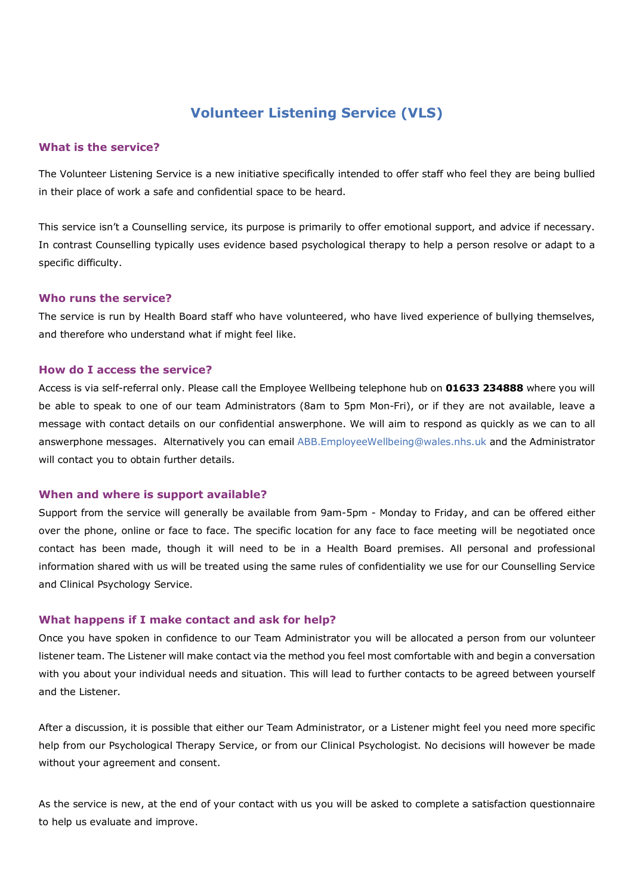# Volunteer Listening Service (VLS)

## What is the service?

The Volunteer Listening Service is a new initiative specifically intended to offer staff who feel they are being bullied in their place of work a safe and confidential space to be heard.

This service isn't a Counselling service, its purpose is primarily to offer emotional support, and advice if necessary. In contrast Counselling typically uses evidence based psychological therapy to help a person resolve or adapt to a specific difficulty.

## Who runs the service?

The service is run by Health Board staff who have volunteered, who have lived experience of bullying themselves, and therefore who understand what if might feel like.

## How do I access the service?

Access is via self-referral only. Please call the Employee Wellbeing telephone hub on **01633 234888** where you will be able to speak to one of our team Administrators (8am to 5pm Mon-Fri), or if they are not available, leave a message with contact details on our confidential answerphone. We will aim to respond as quickly as we can to all answerphone messages. Alternatively you can email ABB.EmployeeWellbeing@wales.nhs.uk and the Administrator will contact you to obtain further details.

## When and where is support available?

Support from the service will generally be available from 9am-5pm - Monday to Friday, and can be offered either over the phone, online or face to face. The specific location for any face to face meeting will be negotiated once contact has been made, though it will need to be in a Health Board premises. All personal and professional information shared with us will be treated using the same rules of confidentiality we use for our Counselling Service and Clinical Psychology Service.

## What happens if I make contact and ask for help?

Once you have spoken in confidence to our Team Administrator you will be allocated a person from our volunteer listener team. The Listener will make contact via the method you feel most comfortable with and begin a conversation with you about your individual needs and situation. This will lead to further contacts to be agreed between yourself and the Listener.

After a discussion, it is possible that either our Team Administrator, or a Listener might feel you need more specific help from our Psychological Therapy Service, or from our Clinical Psychologist. No decisions will however be made without your agreement and consent.

As the service is new, at the end of your contact with us you will be asked to complete a satisfaction questionnaire to help us evaluate and improve.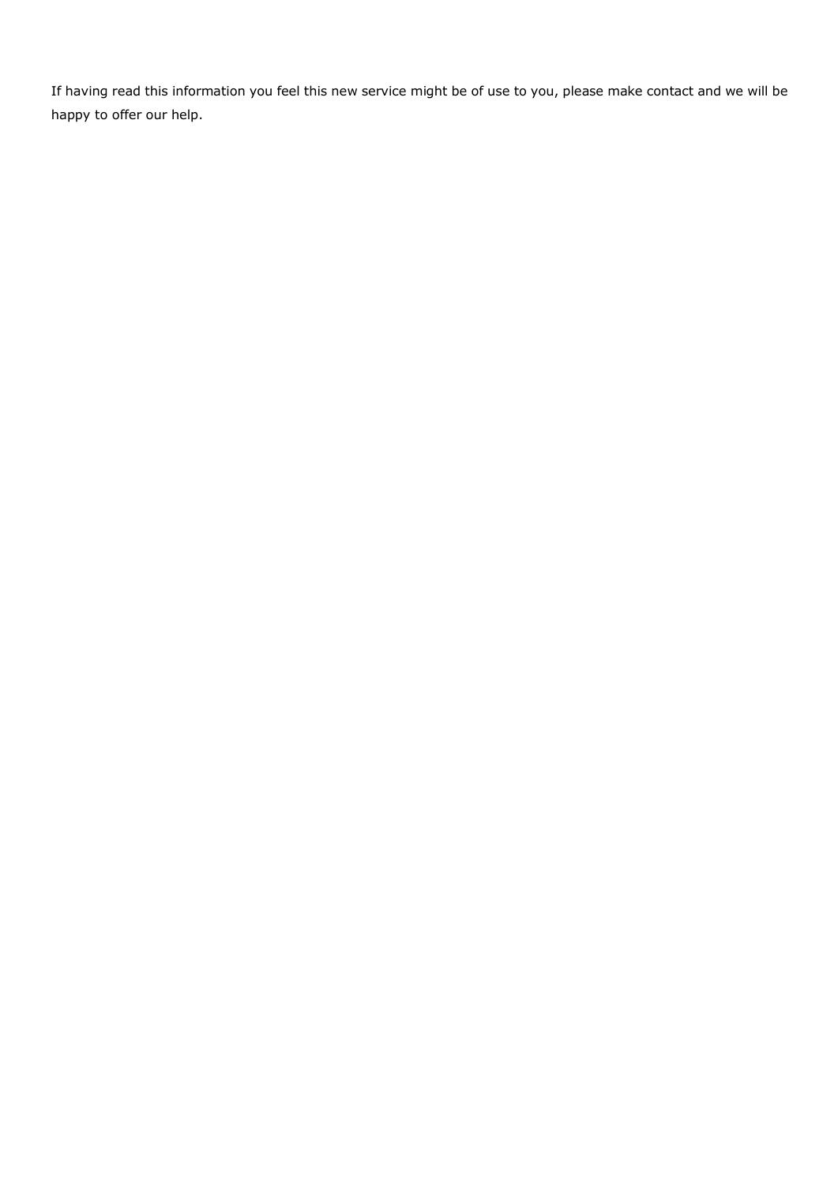If having read this information you feel this new service might be of use to you, please make contact and we will be happy to offer our help.